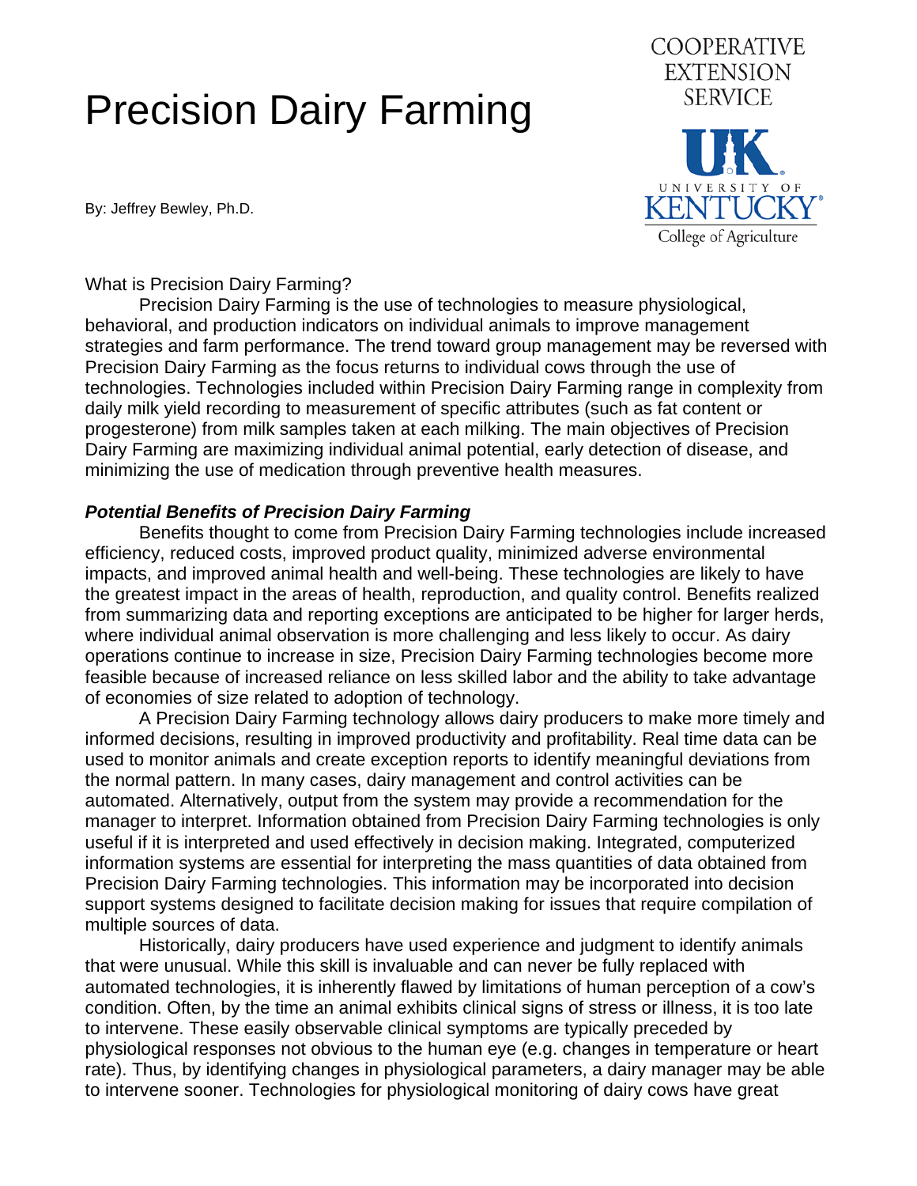# Precision Dairy Farming

COOPERATIVE EXTENSION SERVICE

UK UNIVERSITY OF KENTUCKY College of Agriculture

By: Jeffrey Bewley, Ph.D.

What is Precision Dairy Farming?

Precision Dairy Farming is the use of technologies to measure physiological, behavioral, and production indicators on individual animals to improve management strategies and farm performance. The trend toward group management may be reversed with Precision Dairy Farming as the focus returns to individual cows through the use of technologies. Technologies included within Precision Dairy Farming range in complexity from daily milk yield recording to measurement of specific attributes (such as fat content or progesterone) from milk samples taken at each milking. The main objectives of Precision Dairy Farming are maximizing individual animal potential, early detection of disease, and minimizing the use of medication through preventive health measures.

***Potential Benefits of Precision Dairy Farming***

Benefits thought to come from Precision Dairy Farming technologies include increased efficiency, reduced costs, improved product quality, minimized adverse environmental impacts, and improved animal health and well-being. These technologies are likely to have the greatest impact in the areas of health, reproduction, and quality control. Benefits realized from summarizing data and reporting exceptions are anticipated to be higher for larger herds, where individual animal observation is more challenging and less likely to occur. As dairy operations continue to increase in size, Precision Dairy Farming technologies become more feasible because of increased reliance on less skilled labor and the ability to take advantage of economies of size related to adoption of technology.

A Precision Dairy Farming technology allows dairy producers to make more timely and informed decisions, resulting in improved productivity and profitability. Real time data can be used to monitor animals and create exception reports to identify meaningful deviations from the normal pattern. In many cases, dairy management and control activities can be automated. Alternatively, output from the system may provide a recommendation for the manager to interpret. Information obtained from Precision Dairy Farming technologies is only useful if it is interpreted and used effectively in decision making. Integrated, computerized information systems are essential for interpreting the mass quantities of data obtained from Precision Dairy Farming technologies. This information may be incorporated into decision support systems designed to facilitate decision making for issues that require compilation of multiple sources of data.

Historically, dairy producers have used experience and judgment to identify animals that were unusual. While this skill is invaluable and can never be fully replaced with automated technologies, it is inherently flawed by limitations of human perception of a cow's condition. Often, by the time an animal exhibits clinical signs of stress or illness, it is too late to intervene. These easily observable clinical symptoms are typically preceded by physiological responses not obvious to the human eye (e.g. changes in temperature or heart rate). Thus, by identifying changes in physiological parameters, a dairy manager may be able to intervene sooner. Technologies for physiological monitoring of dairy cows have great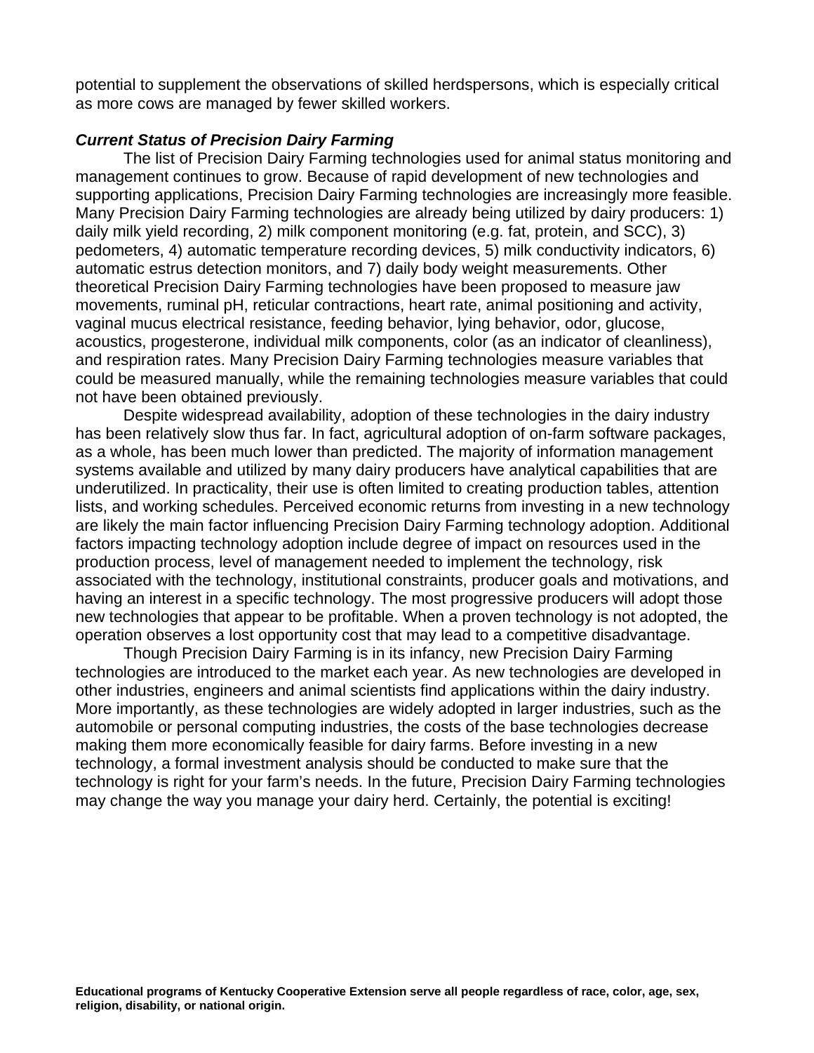potential to supplement the observations of skilled herdspersons, which is especially critical as more cows are managed by fewer skilled workers.

***Current Status of Precision Dairy Farming***

The list of Precision Dairy Farming technologies used for animal status monitoring and management continues to grow. Because of rapid development of new technologies and supporting applications, Precision Dairy Farming technologies are increasingly more feasible. Many Precision Dairy Farming technologies are already being utilized by dairy producers: 1) daily milk yield recording, 2) milk component monitoring (e.g. fat, protein, and SCC), 3) pedometers, 4) automatic temperature recording devices, 5) milk conductivity indicators, 6) automatic estrus detection monitors, and 7) daily body weight measurements. Other theoretical Precision Dairy Farming technologies have been proposed to measure jaw movements, ruminal pH, reticular contractions, heart rate, animal positioning and activity, vaginal mucus electrical resistance, feeding behavior, lying behavior, odor, glucose, acoustics, progesterone, individual milk components, color (as an indicator of cleanliness), and respiration rates. Many Precision Dairy Farming technologies measure variables that could be measured manually, while the remaining technologies measure variables that could not have been obtained previously.

Despite widespread availability, adoption of these technologies in the dairy industry has been relatively slow thus far. In fact, agricultural adoption of on-farm software packages, as a whole, has been much lower than predicted. The majority of information management systems available and utilized by many dairy producers have analytical capabilities that are underutilized. In practicality, their use is often limited to creating production tables, attention lists, and working schedules. Perceived economic returns from investing in a new technology are likely the main factor influencing Precision Dairy Farming technology adoption. Additional factors impacting technology adoption include degree of impact on resources used in the production process, level of management needed to implement the technology, risk associated with the technology, institutional constraints, producer goals and motivations, and having an interest in a specific technology. The most progressive producers will adopt those new technologies that appear to be profitable. When a proven technology is not adopted, the operation observes a lost opportunity cost that may lead to a competitive disadvantage.

Though Precision Dairy Farming is in its infancy, new Precision Dairy Farming technologies are introduced to the market each year. As new technologies are developed in other industries, engineers and animal scientists find applications within the dairy industry. More importantly, as these technologies are widely adopted in larger industries, such as the automobile or personal computing industries, the costs of the base technologies decrease making them more economically feasible for dairy farms. Before investing in a new technology, a formal investment analysis should be conducted to make sure that the technology is right for your farm's needs. In the future, Precision Dairy Farming technologies may change the way you manage your dairy herd. Certainly, the potential is exciting!

**Educational programs of Kentucky Cooperative Extension serve all people regardless of race, color, age, sex, religion, disability, or national origin.**